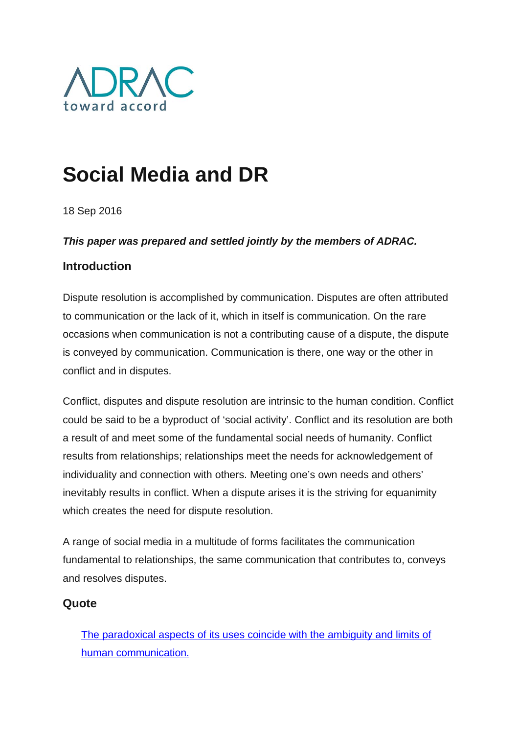ADRAC

toward accord

# Social Media and DR

18 Sep 2016

***This paper was prepared and settled jointly by the members of ADRAC.***

### Introduction

Dispute resolution is accomplished by communication. Disputes are often attributed to communication or the lack of it, which in itself is communication. On the rare occasions when communication is not a contributing cause of a dispute, the dispute is conveyed by communication. Communication is there, one way or the other in conflict and in disputes.

Conflict, disputes and dispute resolution are intrinsic to the human condition. Conflict could be said to be a byproduct of 'social activity'. Conflict and its resolution are both a result of and meet some of the fundamental social needs of humanity. Conflict results from relationships; relationships meet the needs for acknowledgement of individuality and connection with others. Meeting one's own needs and others' inevitably results in conflict. When a dispute arises it is the striving for equanimity which creates the need for dispute resolution.

A range of social media in a multitude of forms facilitates the communication fundamental to relationships, the same communication that contributes to, conveys and resolves disputes.

### Quote

> The paradoxical aspects of its uses coincide with the ambiguity and limits of human communication.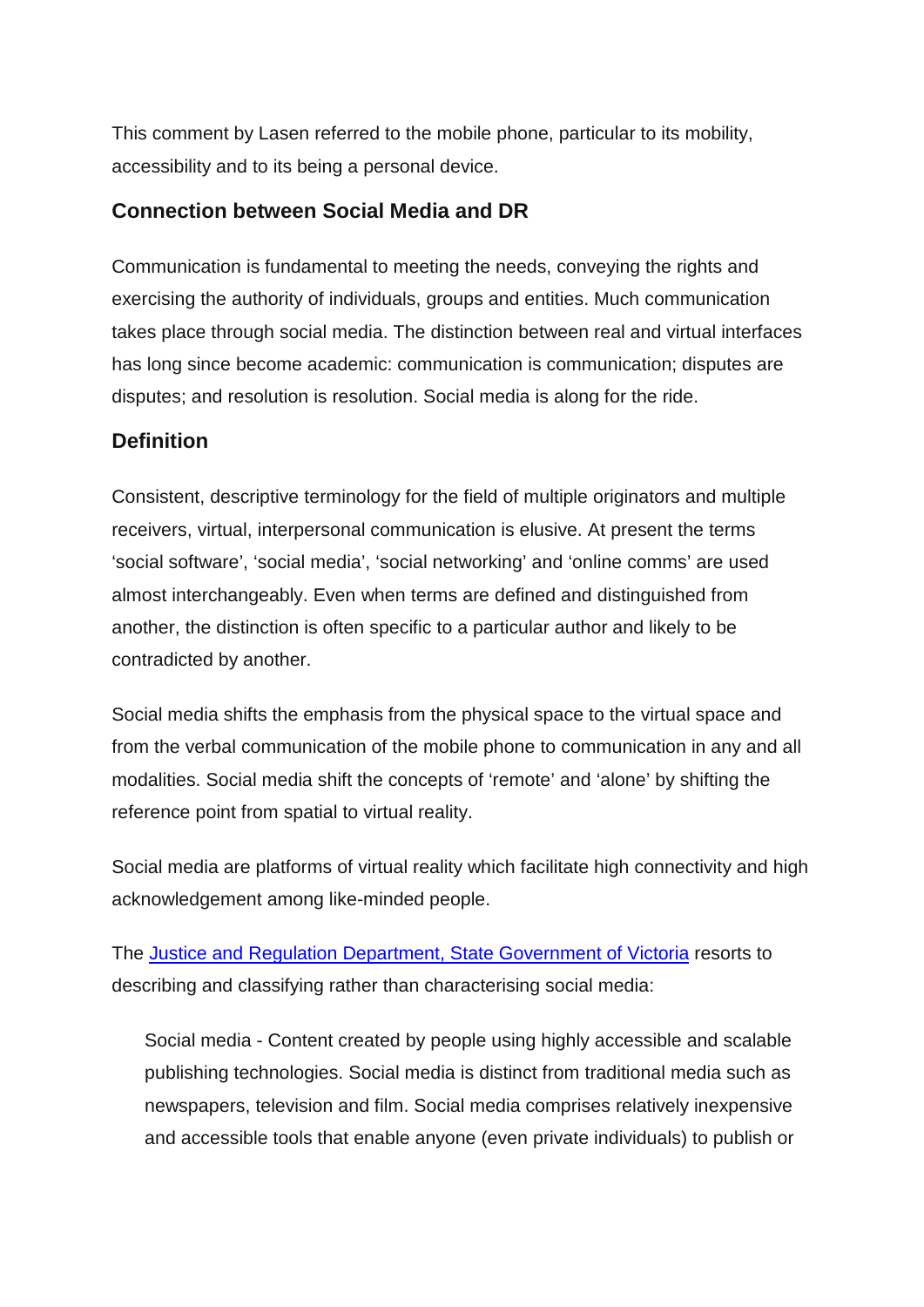This comment by Lasen referred to the mobile phone, particular to its mobility, accessibility and to its being a personal device.

## Connection between Social Media and DR

Communication is fundamental to meeting the needs, conveying the rights and exercising the authority of individuals, groups and entities. Much communication takes place through social media. The distinction between real and virtual interfaces has long since become academic: communication is communication; disputes are disputes; and resolution is resolution. Social media is along for the ride.

## Definition

Consistent, descriptive terminology for the field of multiple originators and multiple receivers, virtual, interpersonal communication is elusive. At present the terms 'social software', 'social media', 'social networking' and 'online comms' are used almost interchangeably. Even when terms are defined and distinguished from another, the distinction is often specific to a particular author and likely to be contradicted by another.

Social media shifts the emphasis from the physical space to the virtual space and from the verbal communication of the mobile phone to communication in any and all modalities. Social media shift the concepts of 'remote' and 'alone' by shifting the reference point from spatial to virtual reality.

Social media are platforms of virtual reality which facilitate high connectivity and high acknowledgement among like-minded people.

The Justice and Regulation Department, State Government of Victoria resorts to describing and classifying rather than characterising social media:

> Social media - Content created by people using highly accessible and scalable publishing technologies. Social media is distinct from traditional media such as newspapers, television and film. Social media comprises relatively inexpensive and accessible tools that enable anyone (even private individuals) to publish or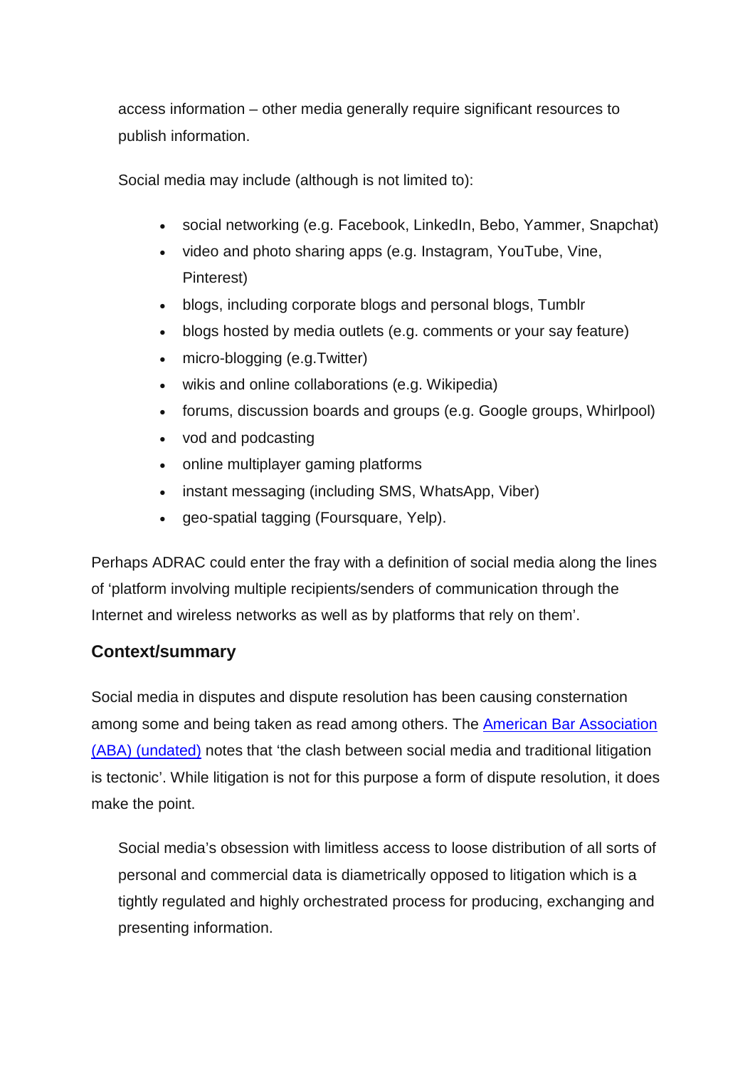access information – other media generally require significant resources to publish information.

Social media may include (although is not limited to):

- social networking (e.g. Facebook, LinkedIn, Bebo, Yammer, Snapchat)
- video and photo sharing apps (e.g. Instagram, YouTube, Vine, Pinterest)
- blogs, including corporate blogs and personal blogs, Tumblr
- blogs hosted by media outlets (e.g. comments or your say feature)
- micro-blogging (e.g.Twitter)
- wikis and online collaborations (e.g. Wikipedia)
- forums, discussion boards and groups (e.g. Google groups, Whirlpool)
- vod and podcasting
- online multiplayer gaming platforms
- instant messaging (including SMS, WhatsApp, Viber)
- geo-spatial tagging (Foursquare, Yelp).

Perhaps ADRAC could enter the fray with a definition of social media along the lines of 'platform involving multiple recipients/senders of communication through the Internet and wireless networks as well as by platforms that rely on them'.

## Context/summary

Social media in disputes and dispute resolution has been causing consternation among some and being taken as read among others. The [American Bar Association (ABA) (undated)]() notes that 'the clash between social media and traditional litigation is tectonic'. While litigation is not for this purpose a form of dispute resolution, it does make the point.

> Social media's obsession with limitless access to loose distribution of all sorts of personal and commercial data is diametrically opposed to litigation which is a tightly regulated and highly orchestrated process for producing, exchanging and presenting information.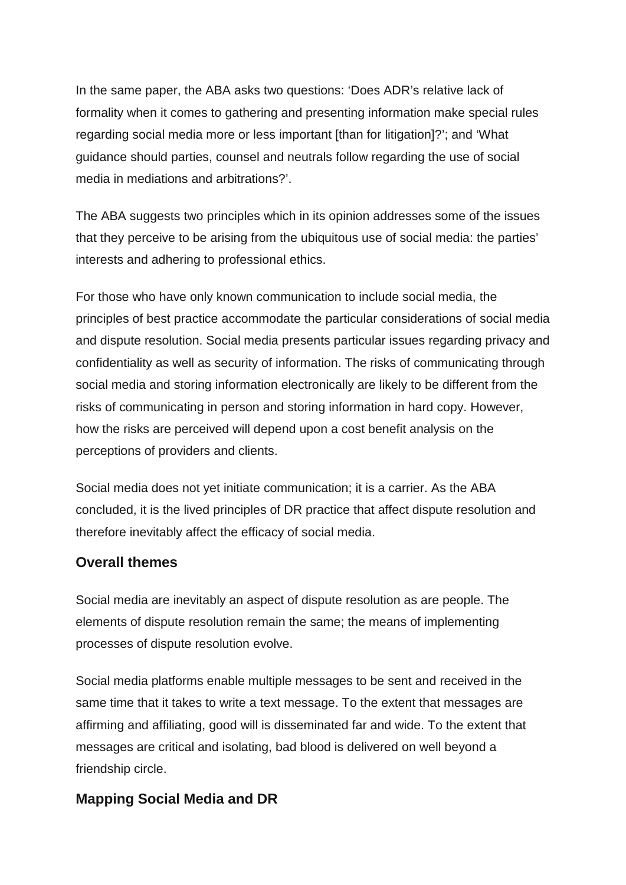In the same paper, the ABA asks two questions: 'Does ADR's relative lack of formality when it comes to gathering and presenting information make special rules regarding social media more or less important [than for litigation]?'; and 'What guidance should parties, counsel and neutrals follow regarding the use of social media in mediations and arbitrations?'.

The ABA suggests two principles which in its opinion addresses some of the issues that they perceive to be arising from the ubiquitous use of social media: the parties' interests and adhering to professional ethics.

For those who have only known communication to include social media, the principles of best practice accommodate the particular considerations of social media and dispute resolution. Social media presents particular issues regarding privacy and confidentiality as well as security of information. The risks of communicating through social media and storing information electronically are likely to be different from the risks of communicating in person and storing information in hard copy. However, how the risks are perceived will depend upon a cost benefit analysis on the perceptions of providers and clients.

Social media does not yet initiate communication; it is a carrier. As the ABA concluded, it is the lived principles of DR practice that affect dispute resolution and therefore inevitably affect the efficacy of social media.

## Overall themes

Social media are inevitably an aspect of dispute resolution as are people. The elements of dispute resolution remain the same; the means of implementing processes of dispute resolution evolve.

Social media platforms enable multiple messages to be sent and received in the same time that it takes to write a text message. To the extent that messages are affirming and affiliating, good will is disseminated far and wide. To the extent that messages are critical and isolating, bad blood is delivered on well beyond a friendship circle.

## Mapping Social Media and DR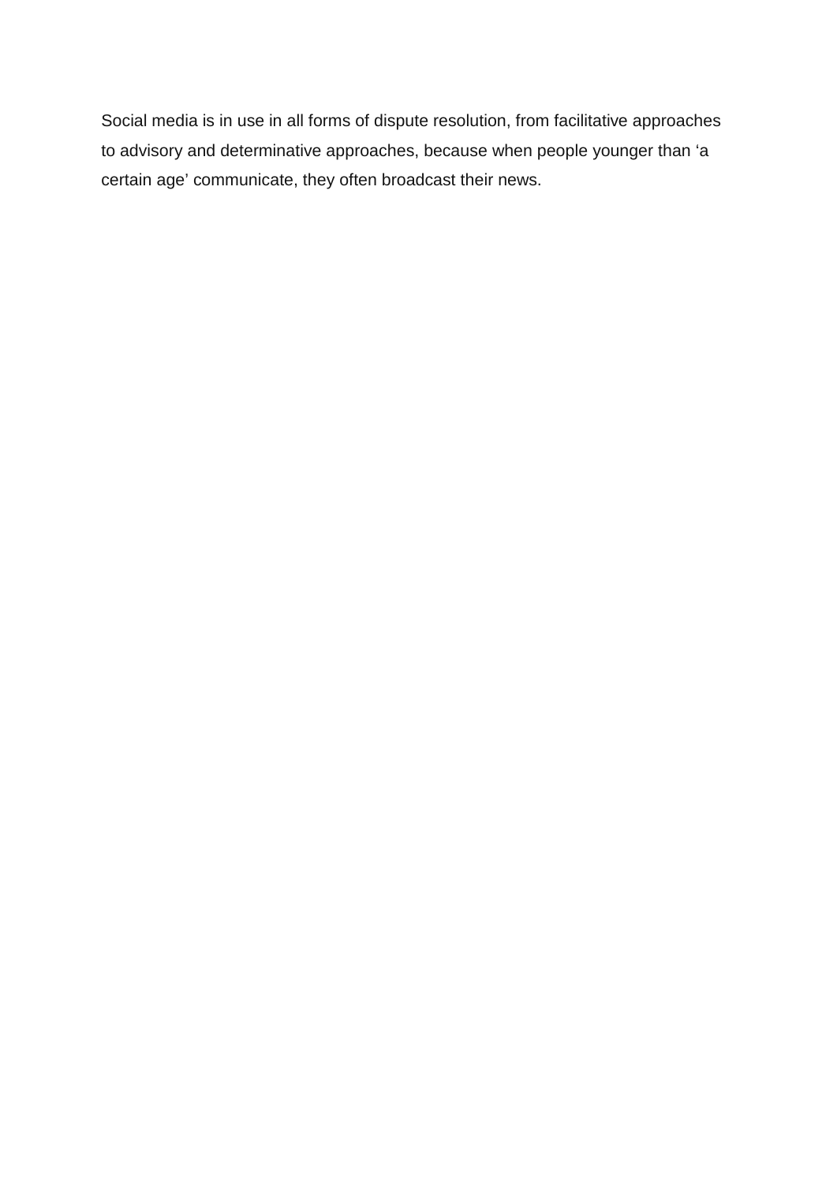Social media is in use in all forms of dispute resolution, from facilitative approaches to advisory and determinative approaches, because when people younger than 'a certain age' communicate, they often broadcast their news.